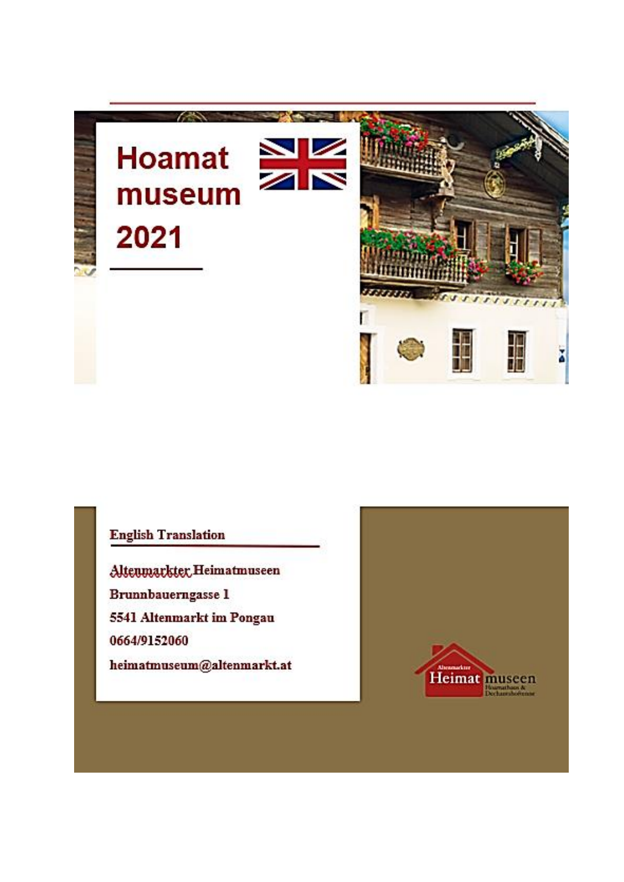# Hoamat museum 2021

**English Translation**

**Altenmarkter Heimatmuseen**

**Brunnbauerngasse 1**

**5541 Altenmarkt im Pongau**

**0664/9152060**

**heimatmuseum@altenmarkt.at**

Altenmarkter Heimat museen Hoamathaus & Dechantshofenne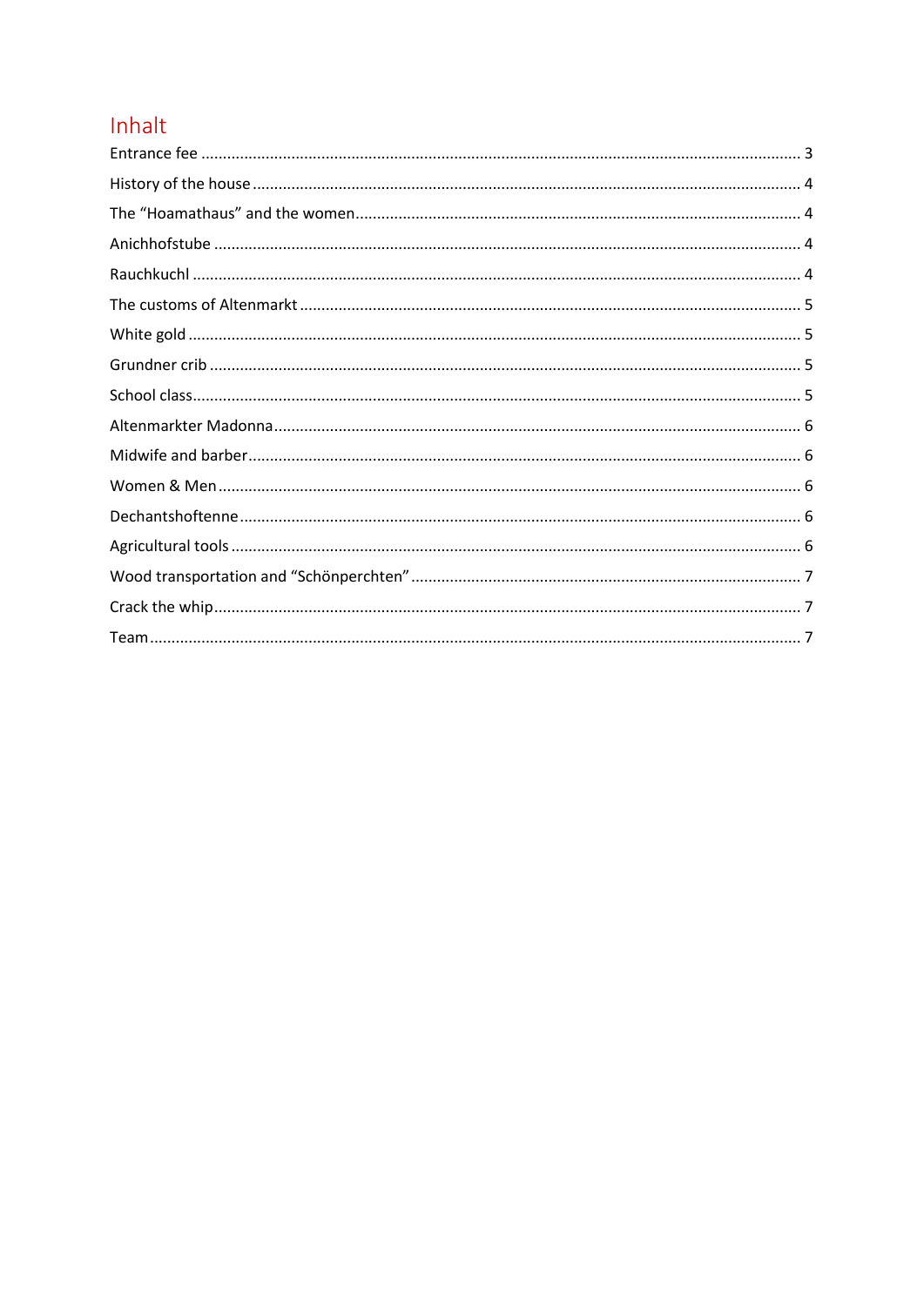# Inhalt

| | |
|---|---|
| Entrance fee | 3 |
| History of the house | 4 |
| The “Hoamathaus” and the women | 4 |
| Anichhofstube | 4 |
| Rauchkuchl | 4 |
| The customs of Altenmarkt | 5 |
| White gold | 5 |
| Grundner crib | 5 |
| School class | 5 |
| Altenmarkter Madonna | 6 |
| Midwife and barber | 6 |
| Women & Men | 6 |
| Dechantshoftenne | 6 |
| Agricultural tools | 6 |
| Wood transportation and “Schönperchten” | 7 |
| Crack the whip | 7 |
| Team | 7 |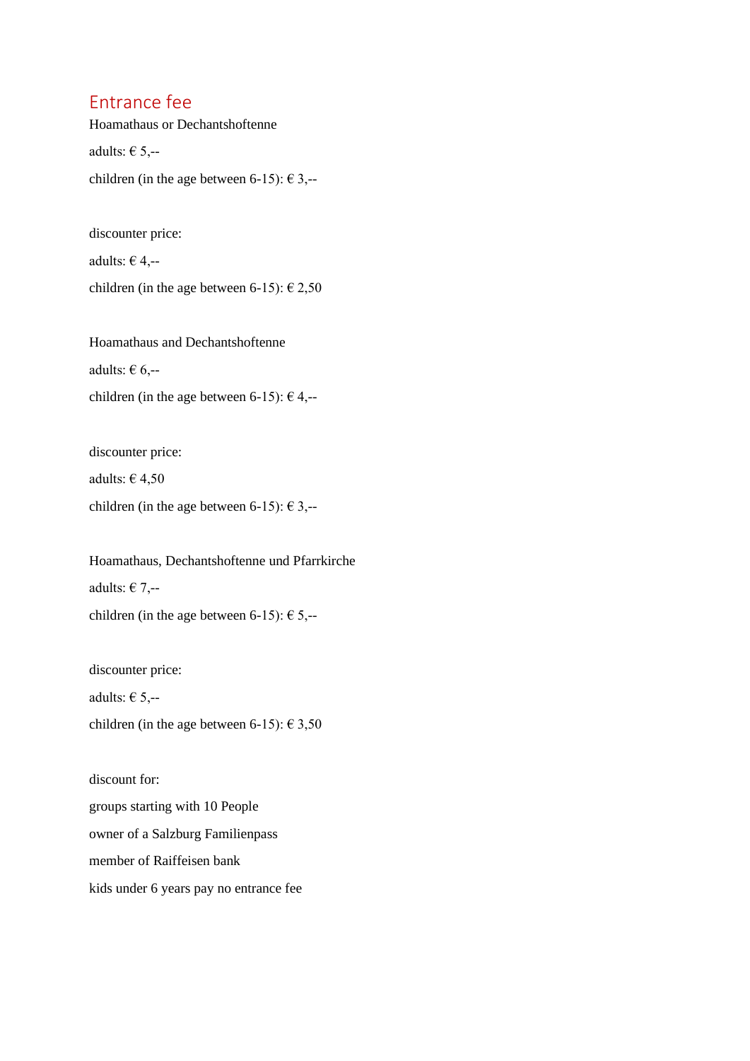## Entrance fee

Hoamathaus or Dechantshoftenne

adults: € 5,--

children (in the age between 6-15): € 3,--

discounter price:

adults: € 4,--

children (in the age between 6-15): € 2,50

Hoamathaus and Dechantshoftenne

adults: € 6,--

children (in the age between 6-15): € 4,--

discounter price:

adults: € 4,50

children (in the age between 6-15): € 3,--

Hoamathaus, Dechantshoftenne und Pfarrkirche

adults: € 7,--

children (in the age between 6-15): € 5,--

discounter price:

adults: € 5,--

children (in the age between 6-15): € 3,50

discount for:

groups starting with 10 People

owner of a Salzburg Familienpass

member of Raiffeisen bank

kids under 6 years pay no entrance fee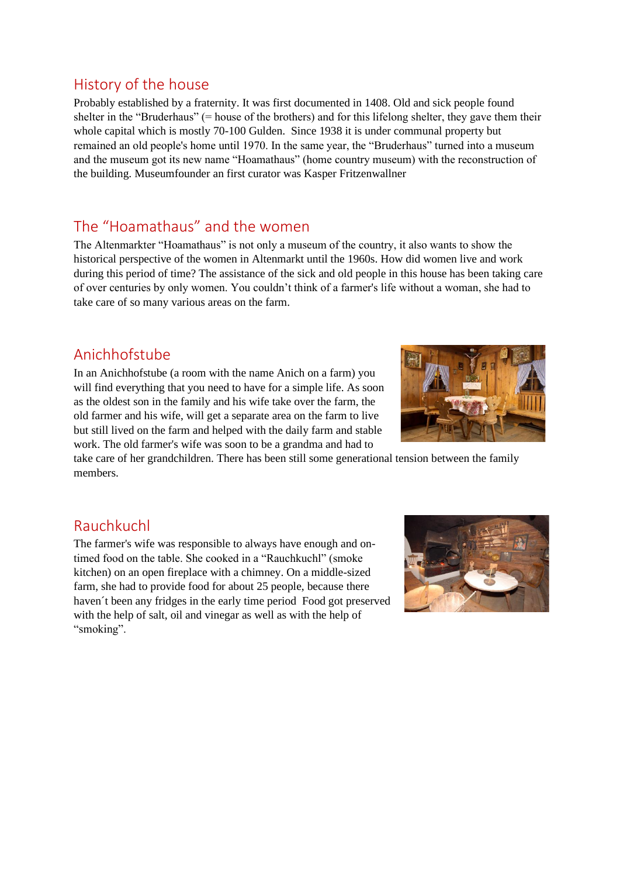## History of the house

Probably established by a fraternity. It was first documented in 1408. Old and sick people found shelter in the "Bruderhaus" (= house of the brothers) and for this lifelong shelter, they gave them their whole capital which is mostly 70-100 Gulden. Since 1938 it is under communal property but remained an old people's home until 1970. In the same year, the "Bruderhaus" turned into a museum and the museum got its new name "Hoamathaus" (home country museum) with the reconstruction of the building. Museumfounder an first curator was Kasper Fritzenwallner

## The "Hoamathaus" and the women

The Altenmarkter "Hoamathaus" is not only a museum of the country, it also wants to show the historical perspective of the women in Altenmarkt until the 1960s. How did women live and work during this period of time? The assistance of the sick and old people in this house has been taking care of over centuries by only women. You couldn't think of a farmer's life without a woman, she had to take care of so many various areas on the farm.

## Anichhofstube

In an Anichhofstube (a room with the name Anich on a farm) you will find everything that you need to have for a simple life. As soon as the oldest son in the family and his wife take over the farm, the old farmer and his wife, will get a separate area on the farm to live but still lived on the farm and helped with the daily farm and stable work. The old farmer's wife was soon to be a grandma and had to take care of her grandchildren. There has been still some generational tension between the family members.

## Rauchkuchl

The farmer's wife was responsible to always have enough and on-timed food on the table. She cooked in a "Rauchkuchl" (smoke kitchen) on an open fireplace with a chimney. On a middle-sized farm, she had to provide food for about 25 people, because there haven´t been any fridges in the early time period Food got preserved with the help of salt, oil and vinegar as well as with the help of "smoking".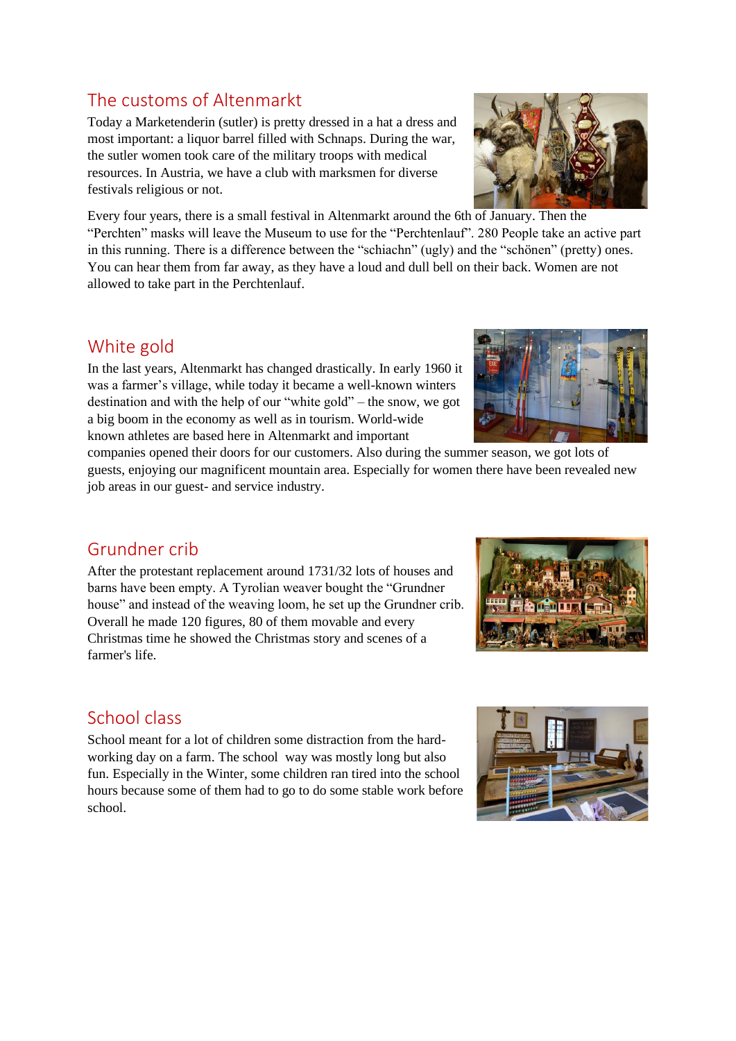## The customs of Altenmarkt

Today a Marketenderin (sutler) is pretty dressed in a hat a dress and most important: a liquor barrel filled with Schnaps. During the war, the sutler women took care of the military troops with medical resources. In Austria, we have a club with marksmen for diverse festivals religious or not.

Every four years, there is a small festival in Altenmarkt around the 6th of January. Then the "Perchten" masks will leave the Museum to use for the "Perchtenlauf". 280 People take an active part in this running. There is a difference between the "schiachn" (ugly) and the "schönen" (pretty) ones. You can hear them from far away, as they have a loud and dull bell on their back. Women are not allowed to take part in the Perchtenlauf.

## White gold

In the last years, Altenmarkt has changed drastically. In early 1960 it was a farmer's village, while today it became a well-known winters destination and with the help of our "white gold" – the snow, we got a big boom in the economy as well as in tourism. World-wide known athletes are based here in Altenmarkt and important companies opened their doors for our customers. Also during the summer season, we got lots of guests, enjoying our magnificent mountain area. Especially for women there have been revealed new job areas in our guest- and service industry.

## Grundner crib

After the protestant replacement around 1731/32 lots of houses and barns have been empty. A Tyrolian weaver bought the "Grundner house" and instead of the weaving loom, he set up the Grundner crib. Overall he made 120 figures, 80 of them movable and every Christmas time he showed the Christmas story and scenes of a farmer's life.

## School class

School meant for a lot of children some distraction from the hard-working day on a farm. The school way was mostly long but also fun. Especially in the Winter, some children ran tired into the school hours because some of them had to go to do some stable work before school.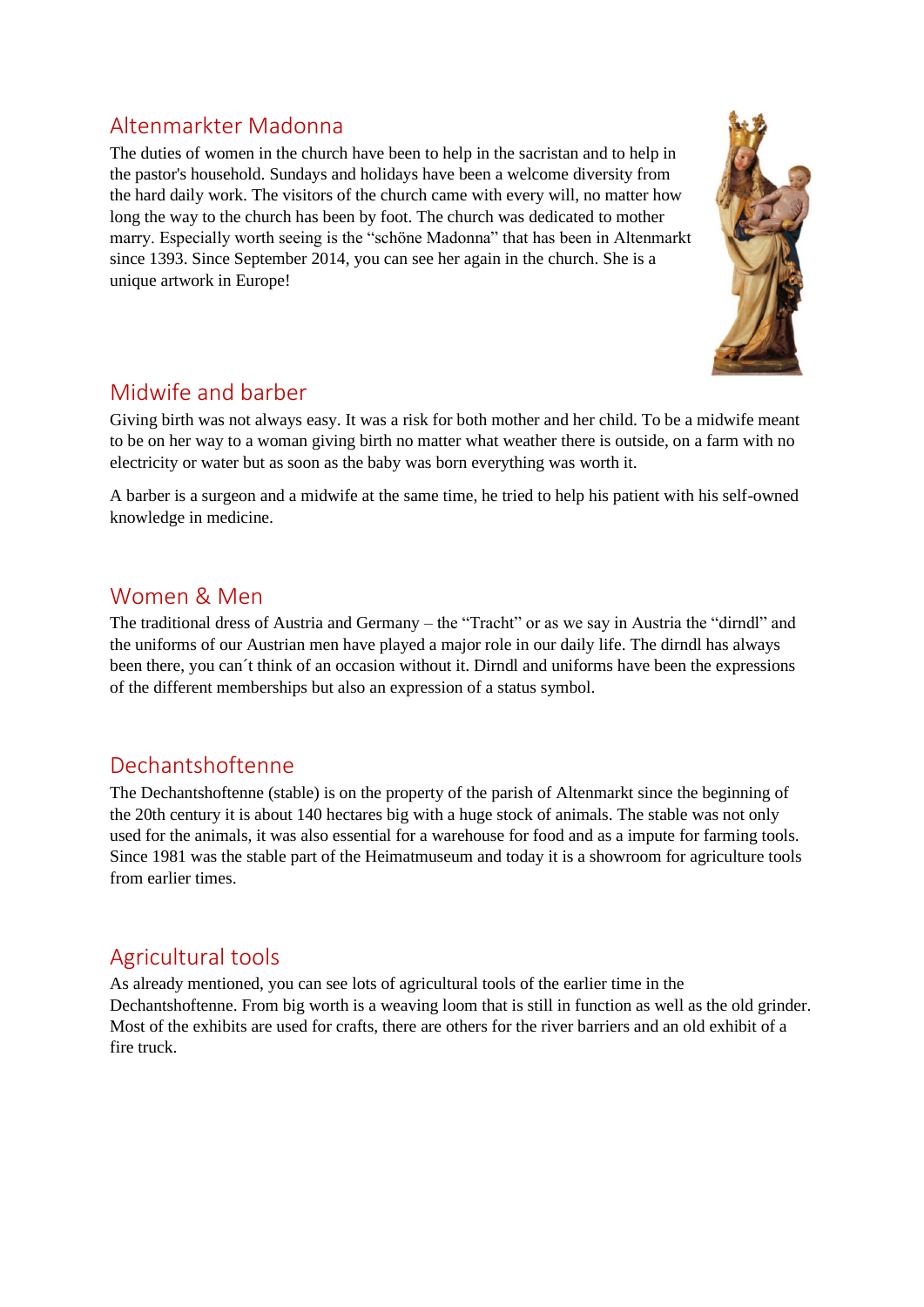## Altenmarkter Madonna

The duties of women in the church have been to help in the sacristan and to help in the pastor's household. Sundays and holidays have been a welcome diversity from the hard daily work. The visitors of the church came with every will, no matter how long the way to the church has been by foot. The church was dedicated to mother marry. Especially worth seeing is the "schöne Madonna" that has been in Altenmarkt since 1393. Since September 2014, you can see her again in the church. She is a unique artwork in Europe!

## Midwife and barber

Giving birth was not always easy. It was a risk for both mother and her child. To be a midwife meant to be on her way to a woman giving birth no matter what weather there is outside, on a farm with no electricity or water but as soon as the baby was born everything was worth it.

A barber is a surgeon and a midwife at the same time, he tried to help his patient with his self-owned knowledge in medicine.

## Women & Men

The traditional dress of Austria and Germany – the "Tracht" or as we say in Austria the "dirndl" and the uniforms of our Austrian men have played a major role in our daily life. The dirndl has always been there, you can´t think of an occasion without it. Dirndl and uniforms have been the expressions of the different memberships but also an expression of a status symbol.

## Dechantshoftenne

The Dechantshoftenne (stable) is on the property of the parish of Altenmarkt since the beginning of the 20th century it is about 140 hectares big with a huge stock of animals. The stable was not only used for the animals, it was also essential for a warehouse for food and as a impute for farming tools. Since 1981 was the stable part of the Heimatmuseum and today it is a showroom for agriculture tools from earlier times.

## Agricultural tools

As already mentioned, you can see lots of agricultural tools of the earlier time in the Dechantshoftenne. From big worth is a weaving loom that is still in function as well as the old grinder. Most of the exhibits are used for crafts, there are others for the river barriers and an old exhibit of a fire truck.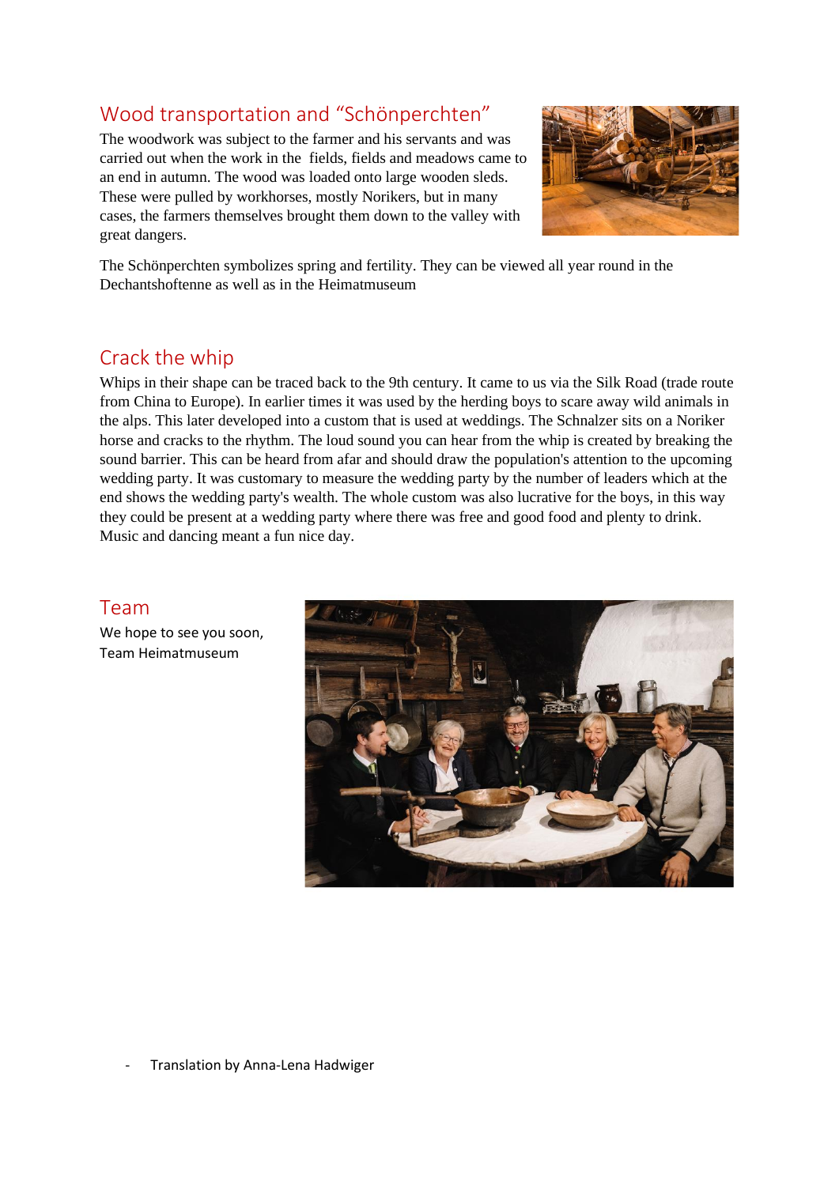## Wood transportation and “Schönperchten”

The woodwork was subject to the farmer and his servants and was carried out when the work in the fields, fields and meadows came to an end in autumn. The wood was loaded onto large wooden sleds. These were pulled by workhorses, mostly Norikers, but in many cases, the farmers themselves brought them down to the valley with great dangers.

The Schönperchten symbolizes spring and fertility. They can be viewed all year round in the Dechantshoftenne as well as in the Heimatmuseum

## Crack the whip

Whips in their shape can be traced back to the 9th century. It came to us via the Silk Road (trade route from China to Europe). In earlier times it was used by the herding boys to scare away wild animals in the alps. This later developed into a custom that is used at weddings. The Schnalzer sits on a Noriker horse and cracks to the rhythm. The loud sound you can hear from the whip is created by breaking the sound barrier. This can be heard from afar and should draw the population's attention to the upcoming wedding party. It was customary to measure the wedding party by the number of leaders which at the end shows the wedding party's wealth. The whole custom was also lucrative for the boys, in this way they could be present at a wedding party where there was free and good food and plenty to drink. Music and dancing meant a fun nice day.

## Team

We hope to see you soon,
Team Heimatmuseum

- Translation by Anna-Lena Hadwiger